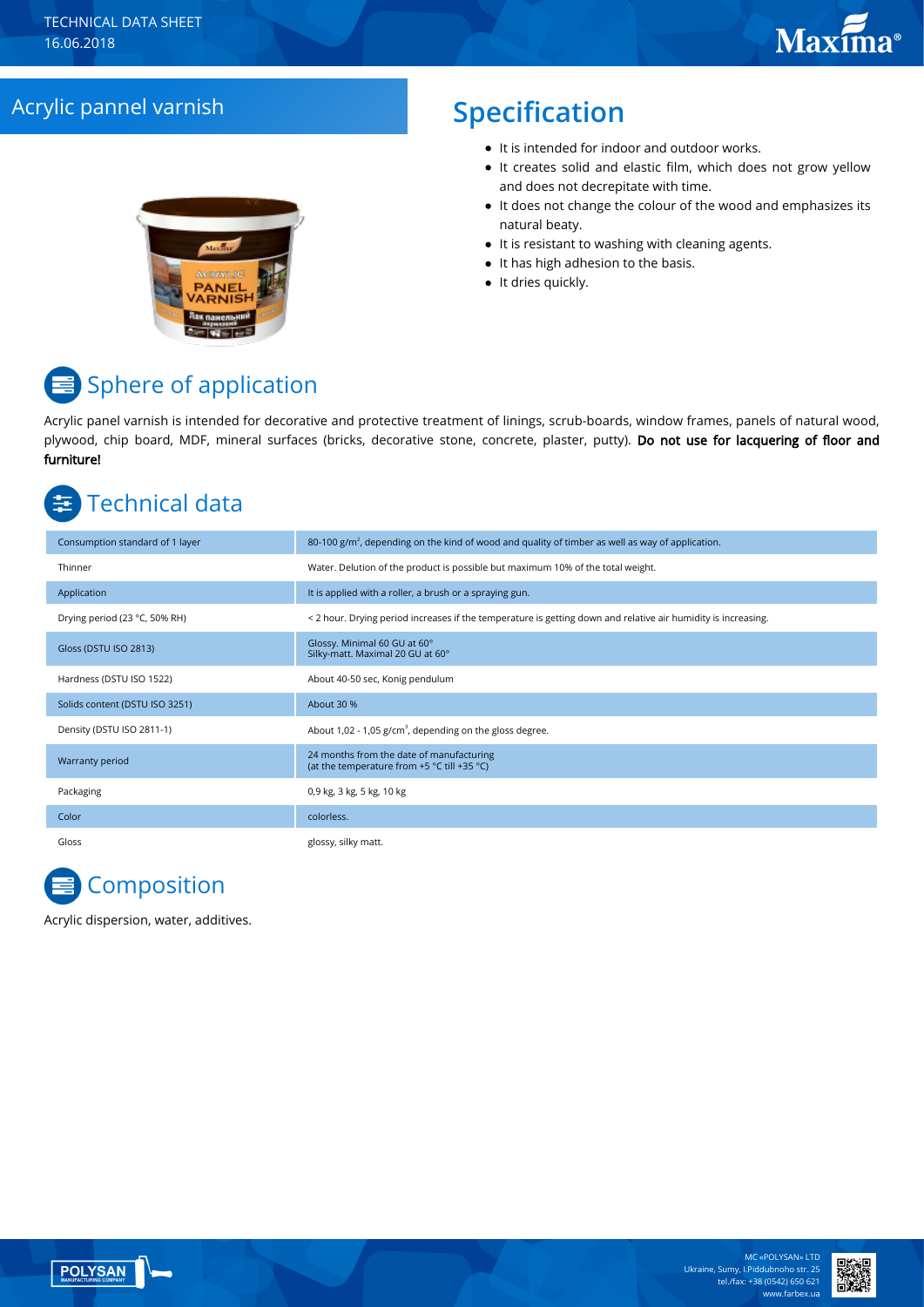TECHNICAL DATA SHEET
16.06.2018

# Acrylic pannel varnish

## Specification

- It is intended for indoor and outdoor works.
- It creates solid and elastic film, which does not grow yellow and does not decrepitate with time.
- It does not change the colour of the wood and emphasizes its natural beaty.
- It is resistant to washing with cleaning agents.
- It has high adhesion to the basis.
- It dries quickly.

## Sphere of application

Acrylic panel varnish is intended for decorative and protective treatment of linings, scrub-boards, window frames, panels of natural wood, plywood, chip board, MDF, mineral surfaces (bricks, decorative stone, concrete, plaster, putty). **Do not use for lacquering of floor and furniture!**

## Technical data

| | |
|---|---|
| Consumption standard of 1 layer | 80-100 g/m², depending on the kind of wood and quality of timber as well as way of application. |
| Thinner | Water. Delution of the product is possible but maximum 10% of the total weight. |
| Application | It is applied with a roller, a brush or a spraying gun. |
| Drying period (23 °C, 50% RH) | < 2 hour. Drying period increases if the temperature is getting down and relative air humidity is increasing. |
| Gloss (DSTU ISO 2813) | Glossy. Minimal 60 GU at 60°<br>Silky-matt. Maximal 20 GU at 60° |
| Hardness (DSTU ISO 1522) | About 40-50 sec, Konig pendulum |
| Solids content (DSTU ISO 3251) | About 30 % |
| Density (DSTU ISO 2811-1) | About 1,02 - 1,05 g/cm³, depending on the gloss degree. |
| Warranty period | 24 months from the date of manufacturing<br>(at the temperature from +5 °C till +35 °C) |
| Packaging | 0,9 kg, 3 kg, 5 kg, 10 kg |
| Color | colorless. |
| Gloss | glossy, silky matt. |

## Composition

Acrylic dispersion, water, additives.

MC «POLYSAN» LTD
Ukraine, Sumy, I.Piddubnoho str. 25
tel./fax: +38 (0542) 650 621
www.farbex.ua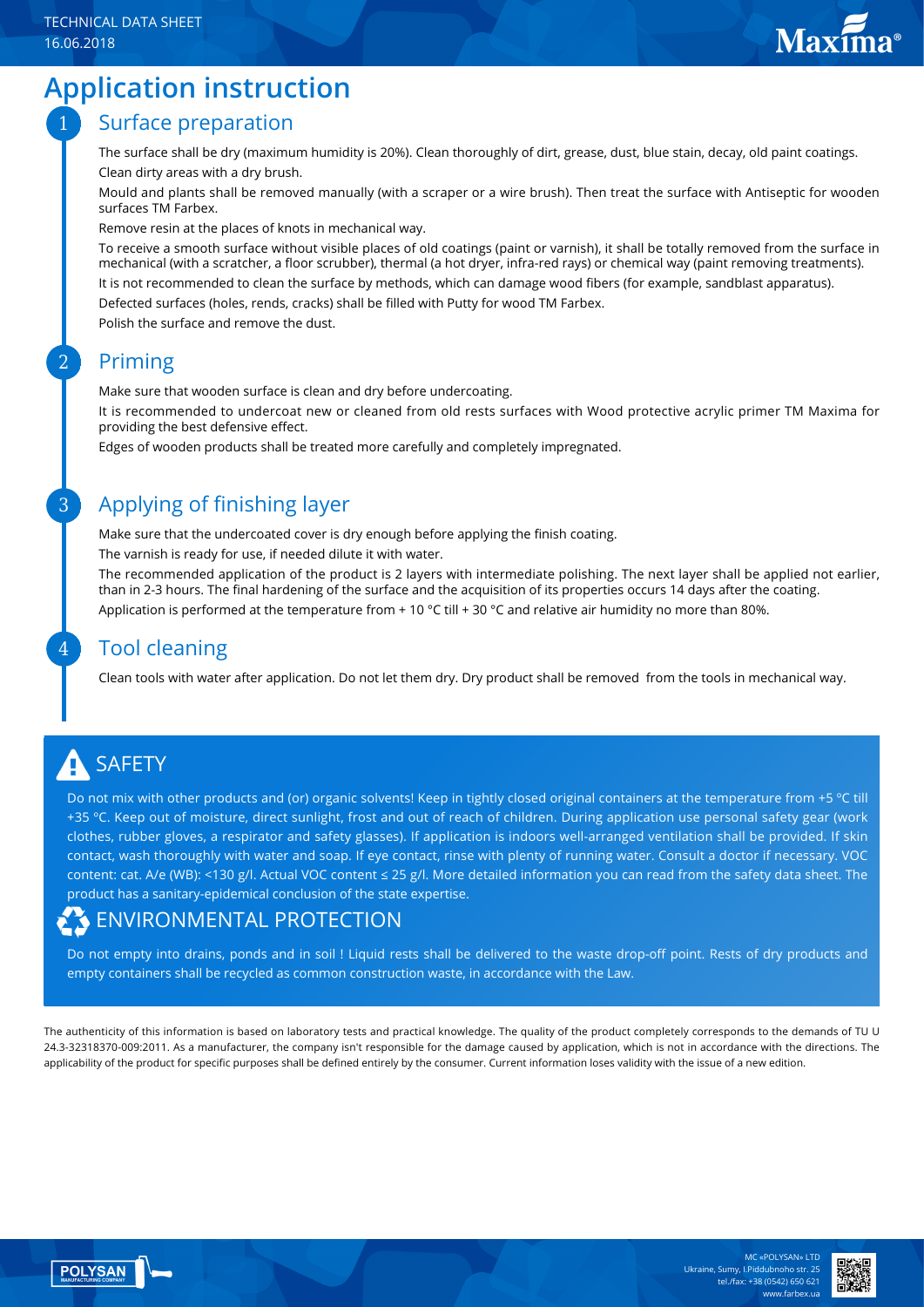# Application instruction

## 1 Surface preparation

The surface shall be dry (maximum humidity is 20%). Clean thoroughly of dirt, grease, dust, blue stain, decay, old paint coatings. Clean dirty areas with a dry brush.

Mould and plants shall be removed manually (with a scraper or a wire brush). Then treat the surface with Antiseptic for wooden surfaces TM Farbex.

Remove resin at the places of knots in mechanical way.

To receive a smooth surface without visible places of old coatings (paint or varnish), it shall be totally removed from the surface in mechanical (with a scratcher, a floor scrubber), thermal (a hot dryer, infra-red rays) or chemical way (paint removing treatments).

It is not recommended to clean the surface by methods, which can damage wood fibers (for example, sandblast apparatus).

Defected surfaces (holes, rends, cracks) shall be filled with Putty for wood TM Farbex.

Polish the surface and remove the dust.

## 2 Priming

Make sure that wooden surface is clean and dry before undercoating.

It is recommended to undercoat new or cleaned from old rests surfaces with Wood protective acrylic primer TM Maxima for providing the best defensive effect.

Edges of wooden products shall be treated more carefully and completely impregnated.

## 3 Applying of finishing layer

Make sure that the undercoated cover is dry enough before applying the finish coating.

The varnish is ready for use, if needed dilute it with water.

The recommended application of the product is 2 layers with intermediate polishing. The next layer shall be applied not earlier, than in 2-3 hours. The final hardening of the surface and the acquisition of its properties occurs 14 days after the coating.

Application is performed at the temperature from + 10 °C till + 30 °C and relative air humidity no more than 80%.

## 4 Tool cleaning

Clean tools with water after application. Do not let them dry. Dry product shall be removed from the tools in mechanical way.

## SAFETY

Do not mix with other products and (or) organic solvents! Keep in tightly closed original containers at the temperature from +5 °C till +35 °C. Keep out of moisture, direct sunlight, frost and out of reach of children. During application use personal safety gear (work clothes, rubber gloves, a respirator and safety glasses). If application is indoors well-arranged ventilation shall be provided. If skin contact, wash thoroughly with water and soap. If eye contact, rinse with plenty of running water. Consult a doctor if necessary. VOC content: cat. A/e (WB): <130 g/l. Actual VOC content ≤ 25 g/l. More detailed information you can read from the safety data sheet. The product has a sanitary-epidemical conclusion of the state expertise.

## ENVIRONMENTAL PROTECTION

Do not empty into drains, ponds and in soil ! Liquid rests shall be delivered to the waste drop-off point. Rests of dry products and empty containers shall be recycled as common construction waste, in accordance with the Law.

The authenticity of this information is based on laboratory tests and practical knowledge. The quality of the product completely corresponds to the demands of TU U 24.3-32318370-009:2011. As a manufacturer, the company isn't responsible for the damage caused by application, which is not in accordance with the directions. The applicability of the product for specific purposes shall be defined entirely by the consumer. Current information loses validity with the issue of a new edition.

MC «POLYSAN» LTD
Ukraine, Sumy, I.Piddubnoho str. 25
tel./fax: +38 (0542) 650 621
www.farbex.ua